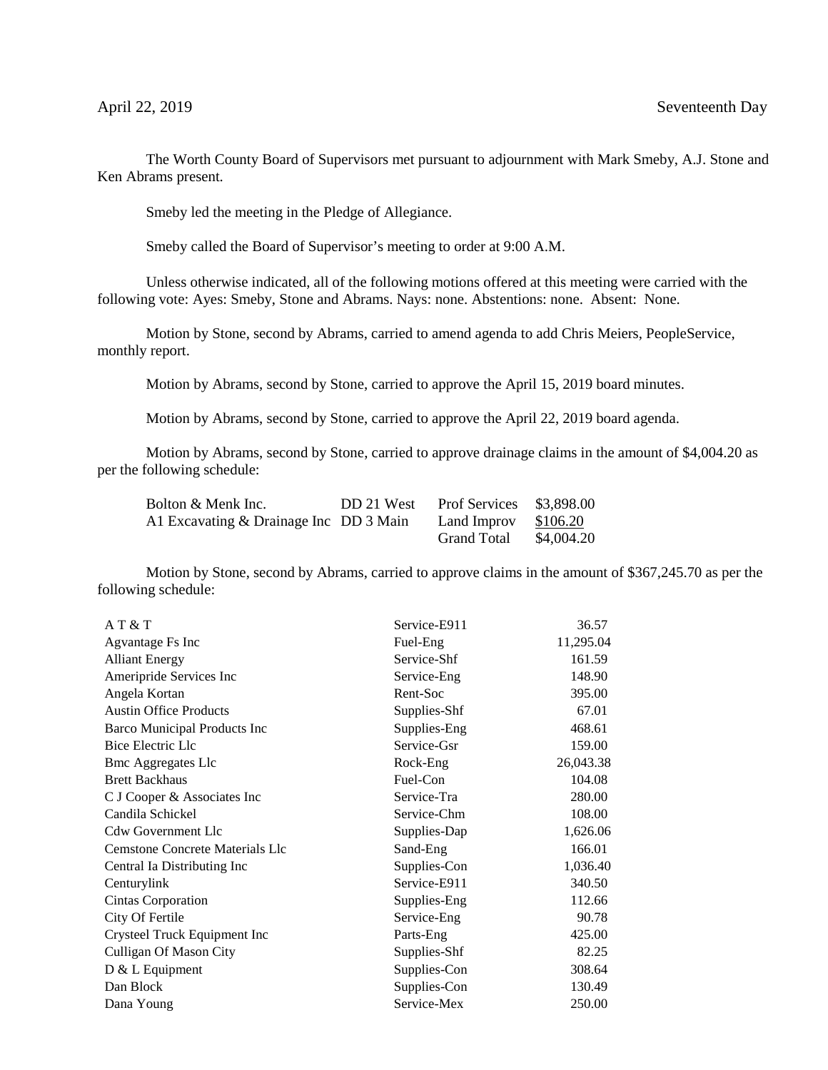April 22, 2019 Seventeenth Day

The Worth County Board of Supervisors met pursuant to adjournment with Mark Smeby, A.J. Stone and Ken Abrams present.

Smeby led the meeting in the Pledge of Allegiance.

Smeby called the Board of Supervisor's meeting to order at 9:00 A.M.

Unless otherwise indicated, all of the following motions offered at this meeting were carried with the following vote: Ayes: Smeby, Stone and Abrams. Nays: none. Abstentions: none. Absent: None.

Motion by Stone, second by Abrams, carried to amend agenda to add Chris Meiers, PeopleService, monthly report.

Motion by Abrams, second by Stone, carried to approve the April 15, 2019 board minutes.

Motion by Abrams, second by Stone, carried to approve the April 22, 2019 board agenda.

Motion by Abrams, second by Stone, carried to approve drainage claims in the amount of $4,004.20 as per the following schedule:

| | | | |
|---|---|---|---|
| Bolton & Menk Inc. | DD 21 West | Prof Services | $3,898.00 |
| A1 Excavating & Drainage Inc | DD 3 Main | Land Improv | $106.20 |
| | | Grand Total | $4,004.20 |

Motion by Stone, second by Abrams, carried to approve claims in the amount of $367,245.70 as per the following schedule:

| | | |
|---|---|---|
| A T & T | Service-E911 | 36.57 |
| Agvantage Fs Inc | Fuel-Eng | 11,295.04 |
| Alliant Energy | Service-Shf | 161.59 |
| Ameripride Services Inc | Service-Eng | 148.90 |
| Angela Kortan | Rent-Soc | 395.00 |
| Austin Office Products | Supplies-Shf | 67.01 |
| Barco Municipal Products Inc | Supplies-Eng | 468.61 |
| Bice Electric Llc | Service-Gsr | 159.00 |
| Bmc Aggregates Llc | Rock-Eng | 26,043.38 |
| Brett Backhaus | Fuel-Con | 104.08 |
| C J Cooper & Associates Inc | Service-Tra | 280.00 |
| Candila Schickel | Service-Chm | 108.00 |
| Cdw Government Llc | Supplies-Dap | 1,626.06 |
| Cemstone Concrete Materials Llc | Sand-Eng | 166.01 |
| Central Ia Distributing Inc | Supplies-Con | 1,036.40 |
| Centurylink | Service-E911 | 340.50 |
| Cintas Corporation | Supplies-Eng | 112.66 |
| City Of Fertile | Service-Eng | 90.78 |
| Crysteel Truck Equipment Inc | Parts-Eng | 425.00 |
| Culligan Of Mason City | Supplies-Shf | 82.25 |
| D & L Equipment | Supplies-Con | 308.64 |
| Dan Block | Supplies-Con | 130.49 |
| Dana Young | Service-Mex | 250.00 |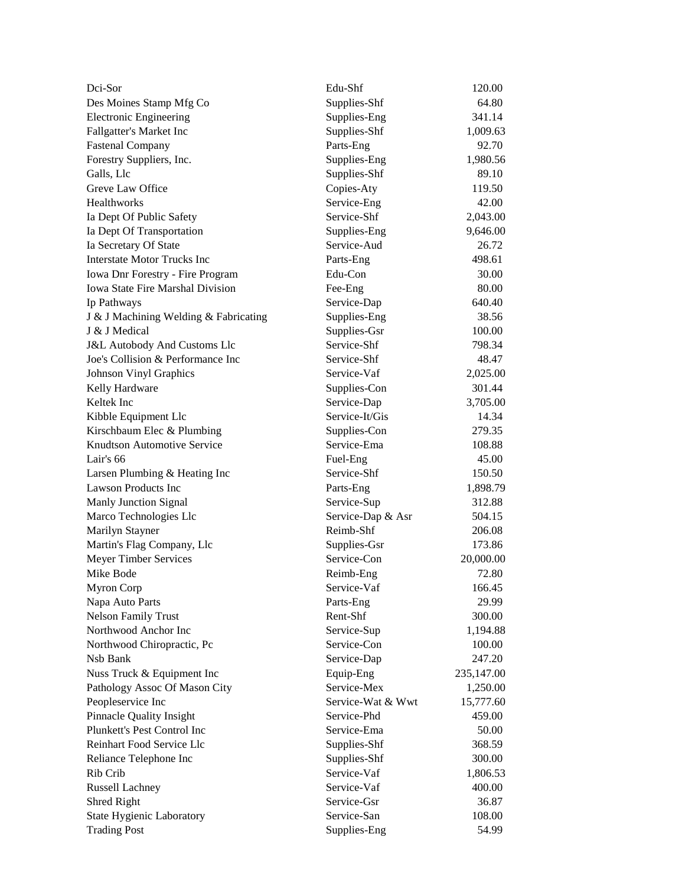| | | |
|---|---|---|
| Dci-Sor | Edu-Shf | 120.00 |
| Des Moines Stamp Mfg Co | Supplies-Shf | 64.80 |
| Electronic Engineering | Supplies-Eng | 341.14 |
| Fallgatter's Market Inc | Supplies-Shf | 1,009.63 |
| Fastenal Company | Parts-Eng | 92.70 |
| Forestry Suppliers, Inc. | Supplies-Eng | 1,980.56 |
| Galls, Llc | Supplies-Shf | 89.10 |
| Greve Law Office | Copies-Aty | 119.50 |
| Healthworks | Service-Eng | 42.00 |
| Ia Dept Of Public Safety | Service-Shf | 2,043.00 |
| Ia Dept Of Transportation | Supplies-Eng | 9,646.00 |
| Ia Secretary Of State | Service-Aud | 26.72 |
| Interstate Motor Trucks Inc | Parts-Eng | 498.61 |
| Iowa Dnr Forestry - Fire Program | Edu-Con | 30.00 |
| Iowa State Fire Marshal Division | Fee-Eng | 80.00 |
| Ip Pathways | Service-Dap | 640.40 |
| J & J Machining Welding & Fabricating | Supplies-Eng | 38.56 |
| J & J Medical | Supplies-Gsr | 100.00 |
| J&L Autobody And Customs Llc | Service-Shf | 798.34 |
| Joe's Collision & Performance Inc | Service-Shf | 48.47 |
| Johnson Vinyl Graphics | Service-Vaf | 2,025.00 |
| Kelly Hardware | Supplies-Con | 301.44 |
| Keltek Inc | Service-Dap | 3,705.00 |
| Kibble Equipment Llc | Service-It/Gis | 14.34 |
| Kirschbaum Elec & Plumbing | Supplies-Con | 279.35 |
| Knudtson Automotive Service | Service-Ema | 108.88 |
| Lair's 66 | Fuel-Eng | 45.00 |
| Larsen Plumbing & Heating Inc | Service-Shf | 150.50 |
| Lawson Products Inc | Parts-Eng | 1,898.79 |
| Manly Junction Signal | Service-Sup | 312.88 |
| Marco Technologies Llc | Service-Dap & Asr | 504.15 |
| Marilyn Stayner | Reimb-Shf | 206.08 |
| Martin's Flag Company, Llc | Supplies-Gsr | 173.86 |
| Meyer Timber Services | Service-Con | 20,000.00 |
| Mike Bode | Reimb-Eng | 72.80 |
| Myron Corp | Service-Vaf | 166.45 |
| Napa Auto Parts | Parts-Eng | 29.99 |
| Nelson Family Trust | Rent-Shf | 300.00 |
| Northwood Anchor Inc | Service-Sup | 1,194.88 |
| Northwood Chiropractic, Pc | Service-Con | 100.00 |
| Nsb Bank | Service-Dap | 247.20 |
| Nuss Truck & Equipment Inc | Equip-Eng | 235,147.00 |
| Pathology Assoc Of Mason City | Service-Mex | 1,250.00 |
| Peopleservice Inc | Service-Wat & Wwt | 15,777.60 |
| Pinnacle Quality Insight | Service-Phd | 459.00 |
| Plunkett's Pest Control Inc | Service-Ema | 50.00 |
| Reinhart Food Service Llc | Supplies-Shf | 368.59 |
| Reliance Telephone Inc | Supplies-Shf | 300.00 |
| Rib Crib | Service-Vaf | 1,806.53 |
| Russell Lachney | Service-Vaf | 400.00 |
| Shred Right | Service-Gsr | 36.87 |
| State Hygienic Laboratory | Service-San | 108.00 |
| Trading Post | Supplies-Eng | 54.99 |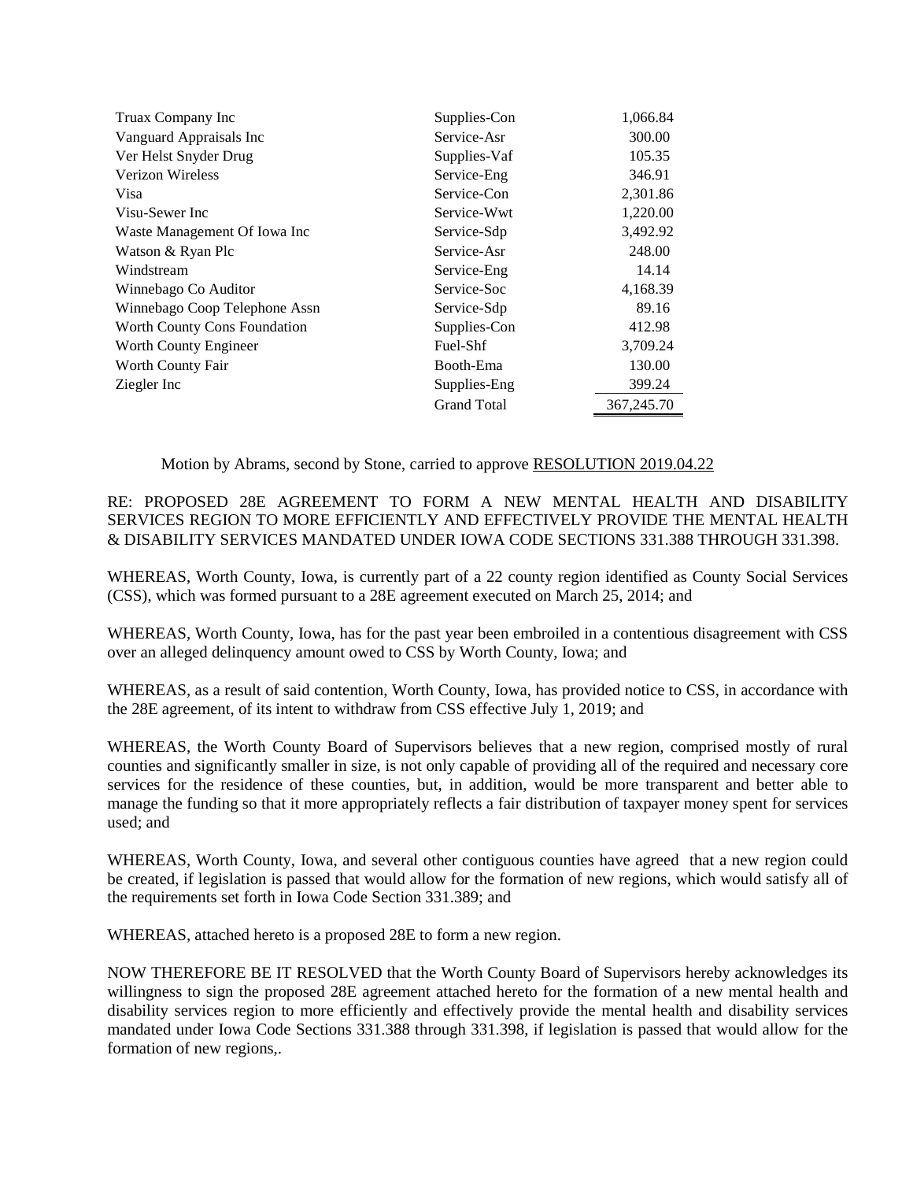| | | |
|---|---|---|
| Truax Company Inc | Supplies-Con | 1,066.84 |
| Vanguard Appraisals Inc | Service-Asr | 300.00 |
| Ver Helst Snyder Drug | Supplies-Vaf | 105.35 |
| Verizon Wireless | Service-Eng | 346.91 |
| Visa | Service-Con | 2,301.86 |
| Visu-Sewer Inc | Service-Wwt | 1,220.00 |
| Waste Management Of Iowa Inc | Service-Sdp | 3,492.92 |
| Watson & Ryan Plc | Service-Asr | 248.00 |
| Windstream | Service-Eng | 14.14 |
| Winnebago Co Auditor | Service-Soc | 4,168.39 |
| Winnebago Coop Telephone Assn | Service-Sdp | 89.16 |
| Worth County Cons Foundation | Supplies-Con | 412.98 |
| Worth County Engineer | Fuel-Shf | 3,709.24 |
| Worth County Fair | Booth-Ema | 130.00 |
| Ziegler Inc | Supplies-Eng | 399.24 |
| | Grand Total | 367,245.70 |

Motion by Abrams, second by Stone, carried to approve RESOLUTION 2019.04.22

RE: PROPOSED 28E AGREEMENT TO FORM A NEW MENTAL HEALTH AND DISABILITY SERVICES REGION TO MORE EFFICIENTLY AND EFFECTIVELY PROVIDE THE MENTAL HEALTH & DISABILITY SERVICES MANDATED UNDER IOWA CODE SECTIONS 331.388 THROUGH 331.398.

WHEREAS, Worth County, Iowa, is currently part of a 22 county region identified as County Social Services (CSS), which was formed pursuant to a 28E agreement executed on March 25, 2014; and

WHEREAS, Worth County, Iowa, has for the past year been embroiled in a contentious disagreement with CSS over an alleged delinquency amount owed to CSS by Worth County, Iowa; and

WHEREAS, as a result of said contention, Worth County, Iowa, has provided notice to CSS, in accordance with the 28E agreement, of its intent to withdraw from CSS effective July 1, 2019; and

WHEREAS, the Worth County Board of Supervisors believes that a new region, comprised mostly of rural counties and significantly smaller in size, is not only capable of providing all of the required and necessary core services for the residence of these counties, but, in addition, would be more transparent and better able to manage the funding so that it more appropriately reflects a fair distribution of taxpayer money spent for services used; and

WHEREAS, Worth County, Iowa, and several other contiguous counties have agreed that a new region could be created, if legislation is passed that would allow for the formation of new regions, which would satisfy all of the requirements set forth in Iowa Code Section 331.389; and

WHEREAS, attached hereto is a proposed 28E to form a new region.

NOW THEREFORE BE IT RESOLVED that the Worth County Board of Supervisors hereby acknowledges its willingness to sign the proposed 28E agreement attached hereto for the formation of a new mental health and disability services region to more efficiently and effectively provide the mental health and disability services mandated under Iowa Code Sections 331.388 through 331.398, if legislation is passed that would allow for the formation of new regions,.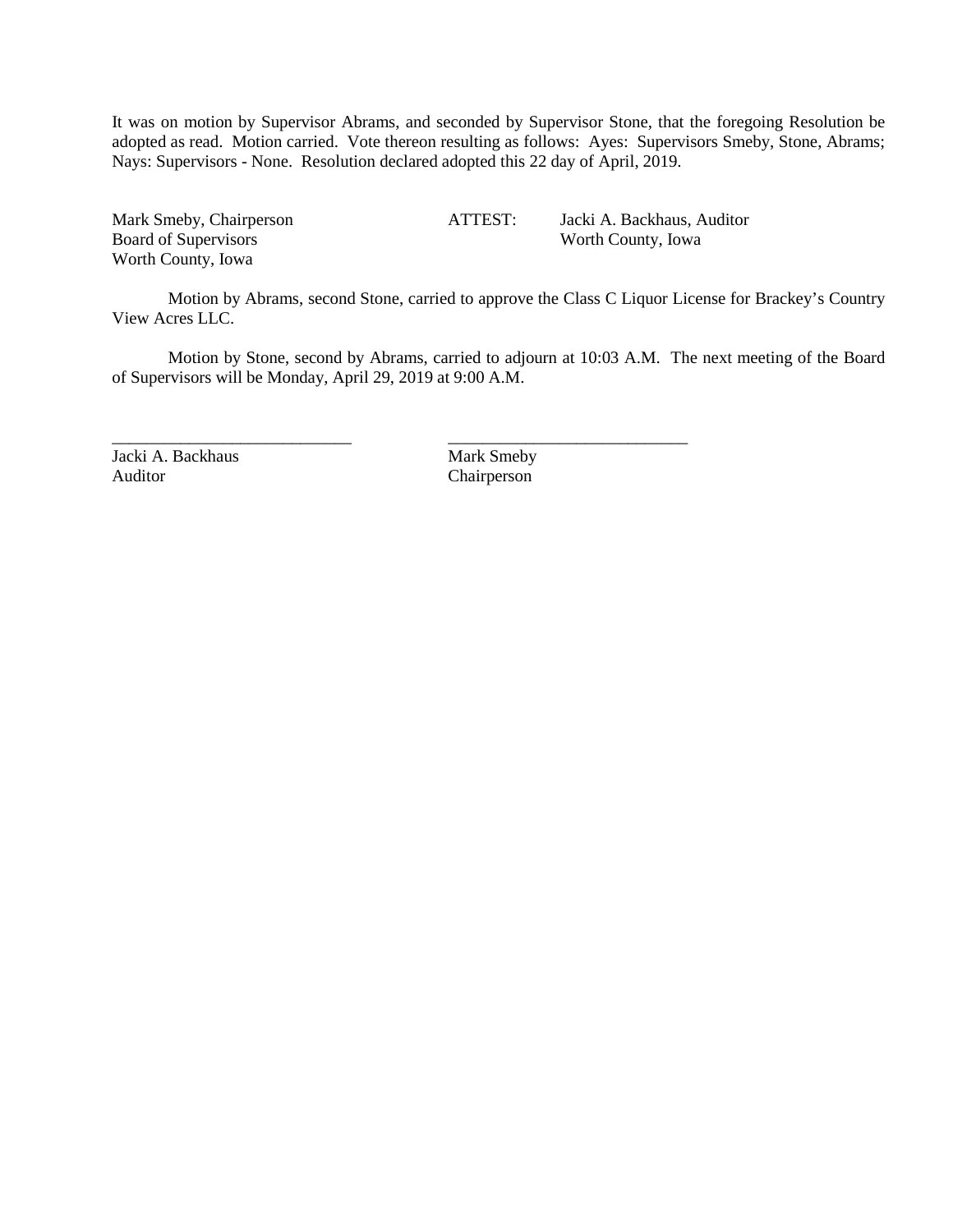It was on motion by Supervisor Abrams, and seconded by Supervisor Stone, that the foregoing Resolution be adopted as read. Motion carried. Vote thereon resulting as follows: Ayes: Supervisors Smeby, Stone, Abrams; Nays: Supervisors - None. Resolution declared adopted this 22 day of April, 2019.

Mark Smeby, Chairperson
Board of Supervisors
Worth County, Iowa

ATTEST: Jacki A. Backhaus, Auditor
Worth County, Iowa

Motion by Abrams, second Stone, carried to approve the Class C Liquor License for Brackey's Country View Acres LLC.

Motion by Stone, second by Abrams, carried to adjourn at 10:03 A.M. The next meeting of the Board of Supervisors will be Monday, April 29, 2019 at 9:00 A.M.

\_\_\_\_\_\_\_\_\_\_\_\_\_\_\_\_\_\_\_\_\_\_\_\_\_\_\_\_
Jacki A. Backhaus
Auditor

\_\_\_\_\_\_\_\_\_\_\_\_\_\_\_\_\_\_\_\_\_\_\_\_\_\_\_\_
Mark Smeby
Chairperson